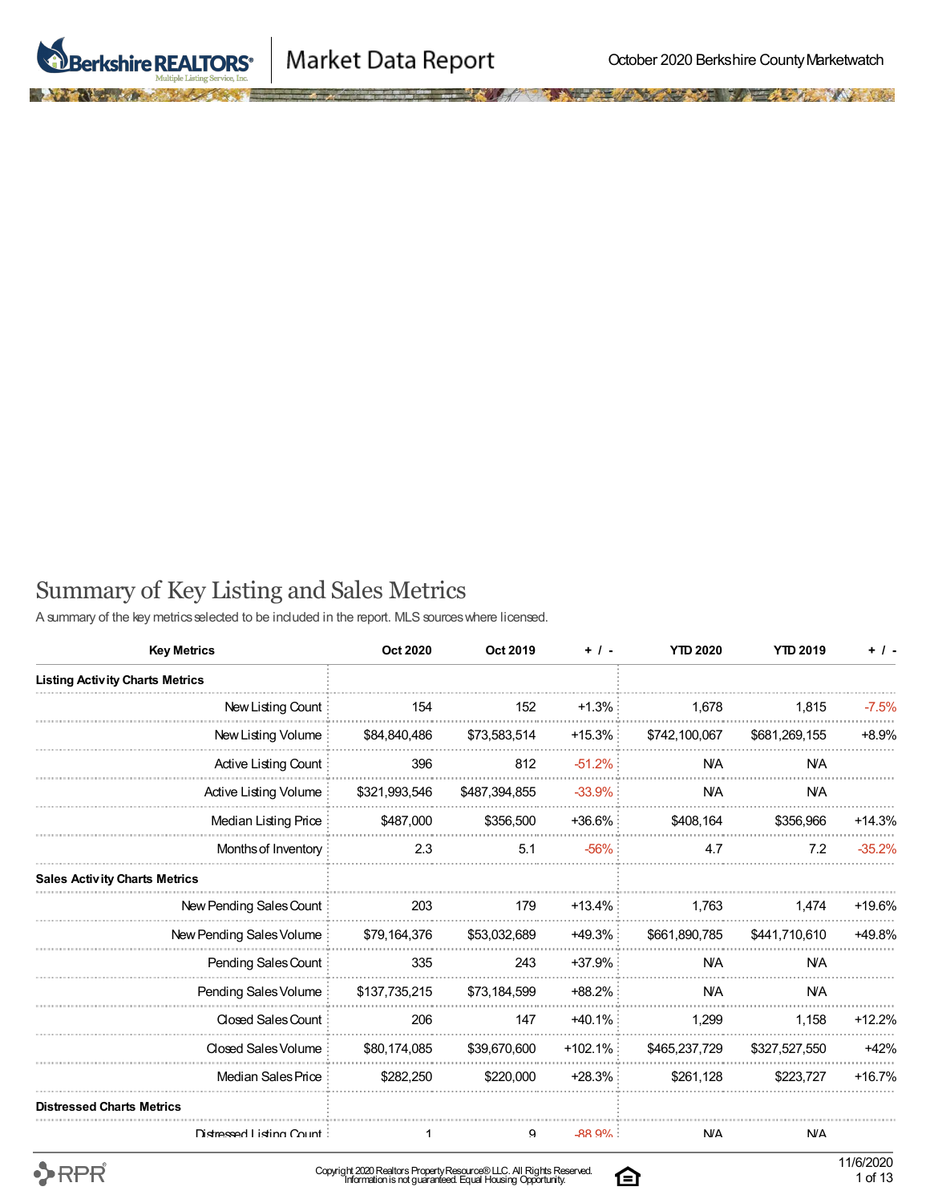Market Data Report

October 2020 Berkshire County Marketwatch

## Summary of Key Listing and Sales Metrics

A summary of the key metrics selected to be included in the report. MLS sources where licensed.

| Key Metrics | Oct 2020 | Oct 2019 | + / - | YTD 2020 | YTD 2019 | + / - |
|---|---|---|---|---|---|---|
| **Listing Activity Charts Metrics** | | | | | | |
| New Listing Count | 154 | 152 | +1.3% | 1,678 | 1,815 | -7.5% |
| New Listing Volume | $84,840,486 | $73,583,514 | +15.3% | $742,100,067 | $681,269,155 | +8.9% |
| Active Listing Count | 396 | 812 | -51.2% | N/A | N/A | |
| Active Listing Volume | $321,993,546 | $487,394,855 | -33.9% | N/A | N/A | |
| Median Listing Price | $487,000 | $356,500 | +36.6% | $408,164 | $356,966 | +14.3% |
| Months of Inventory | 2.3 | 5.1 | -56% | 4.7 | 7.2 | -35.2% |
| **Sales Activity Charts Metrics** | | | | | | |
| New Pending Sales Count | 203 | 179 | +13.4% | 1,763 | 1,474 | +19.6% |
| New Pending Sales Volume | $79,164,376 | $53,032,689 | +49.3% | $661,890,785 | $441,710,610 | +49.8% |
| Pending Sales Count | 335 | 243 | +37.9% | N/A | N/A | |
| Pending Sales Volume | $137,735,215 | $73,184,599 | +88.2% | N/A | N/A | |
| Closed Sales Count | 206 | 147 | +40.1% | 1,299 | 1,158 | +12.2% |
| Closed Sales Volume | $80,174,085 | $39,670,600 | +102.1% | $465,237,729 | $327,527,550 | +42% |
| Median Sales Price | $282,250 | $220,000 | +28.3% | $261,128 | $223,727 | +16.7% |
| **Distressed Charts Metrics** | | | | | | |
| Distressed Listing Count | 1 | 9 | -88.9% | N/A | N/A | |

Copyright 2020 Realtors Property Resource® LLC. All Rights Reserved. Information is not guaranteed. Equal Housing Opportunity.

11/6/2020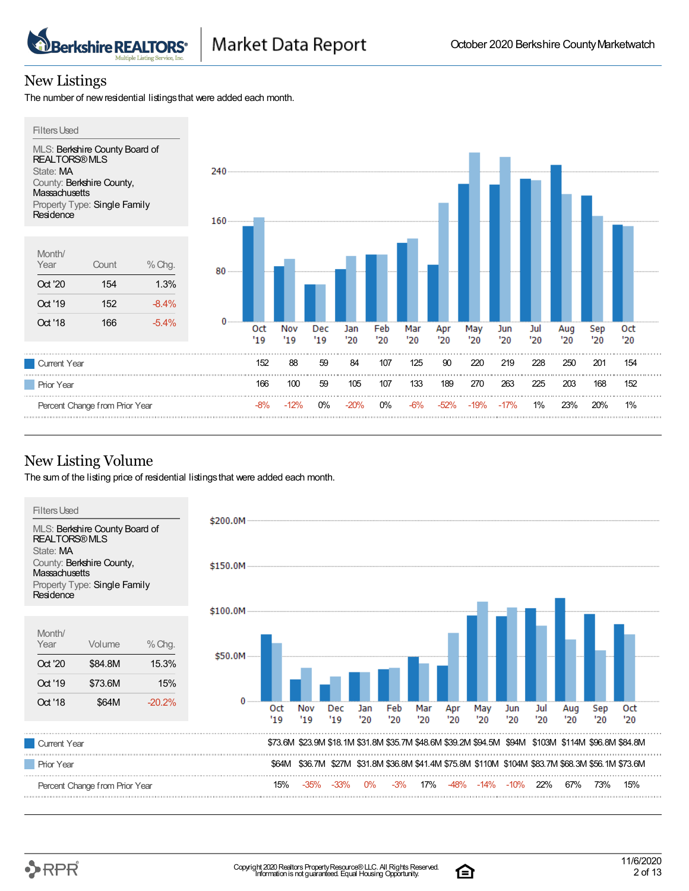## New Listings

The number of new residential listings that were added each month.

**Filters Used**

MLS: Berkshire County Board of REALTORS® MLS
State: MA
County: Berkshire County, Massachusetts
Property Type: Single Family Residence

| Month/ Year | Count | % Chg. |
|---|---|---|
| Oct '20 | 154 | 1.3% |
| Oct '19 | 152 | -8.4% |
| Oct '18 | 166 | -5.4% |

| | Oct '19 | Nov '19 | Dec '19 | Jan '20 | Feb '20 | Mar '20 | Apr '20 | May '20 | Jun '20 | Jul '20 | Aug '20 | Sep '20 | Oct '20 |
|---|---|---|---|---|---|---|---|---|---|---|---|---|---|
| Current Year | 152 | 88 | 59 | 84 | 107 | 125 | 90 | 220 | 219 | 228 | 250 | 201 | 154 |
| Prior Year | 166 | 100 | 59 | 105 | 107 | 133 | 189 | 270 | 263 | 225 | 203 | 168 | 152 |
| Percent Change from Prior Year | -8% | -12% | 0% | -20% | 0% | -6% | -52% | -19% | -17% | 1% | 23% | 20% | 1% |

## New Listing Volume

The sum of the listing price of residential listings that were added each month.

**Filters Used**

MLS: Berkshire County Board of REALTORS® MLS
State: MA
County: Berkshire County, Massachusetts
Property Type: Single Family Residence

| Month/ Year | Volume | % Chg. |
|---|---|---|
| Oct '20 | $84.8M | 15.3% |
| Oct '19 | $73.6M | 15% |
| Oct '18 | $64M | -20.2% |

| | Oct '19 | Nov '19 | Dec '19 | Jan '20 | Feb '20 | Mar '20 | Apr '20 | May '20 | Jun '20 | Jul '20 | Aug '20 | Sep '20 | Oct '20 |
|---|---|---|---|---|---|---|---|---|---|---|---|---|---|
| Current Year | $73.6M | $23.9M | $18.1M | $31.8M | $35.7M | $48.6M | $39.2M | $94.5M | $94M | $103M | $114M | $96.8M | $84.8M |
| Prior Year | $64M | $36.7M | $27M | $31.8M | $36.8M | $41.4M | $75.8M | $110M | $104M | $83.7M | $68.3M | $56.1M | $73.6M |
| Percent Change from Prior Year | 15% | -35% | -33% | 0% | -3% | 17% | -48% | -14% | -10% | 22% | 67% | 73% | 15% |

Copyright 2020 Realtors Property Resource® LLC. All Rights Reserved. Information is not guaranteed. Equal Housing Opportunity.

11/6/2020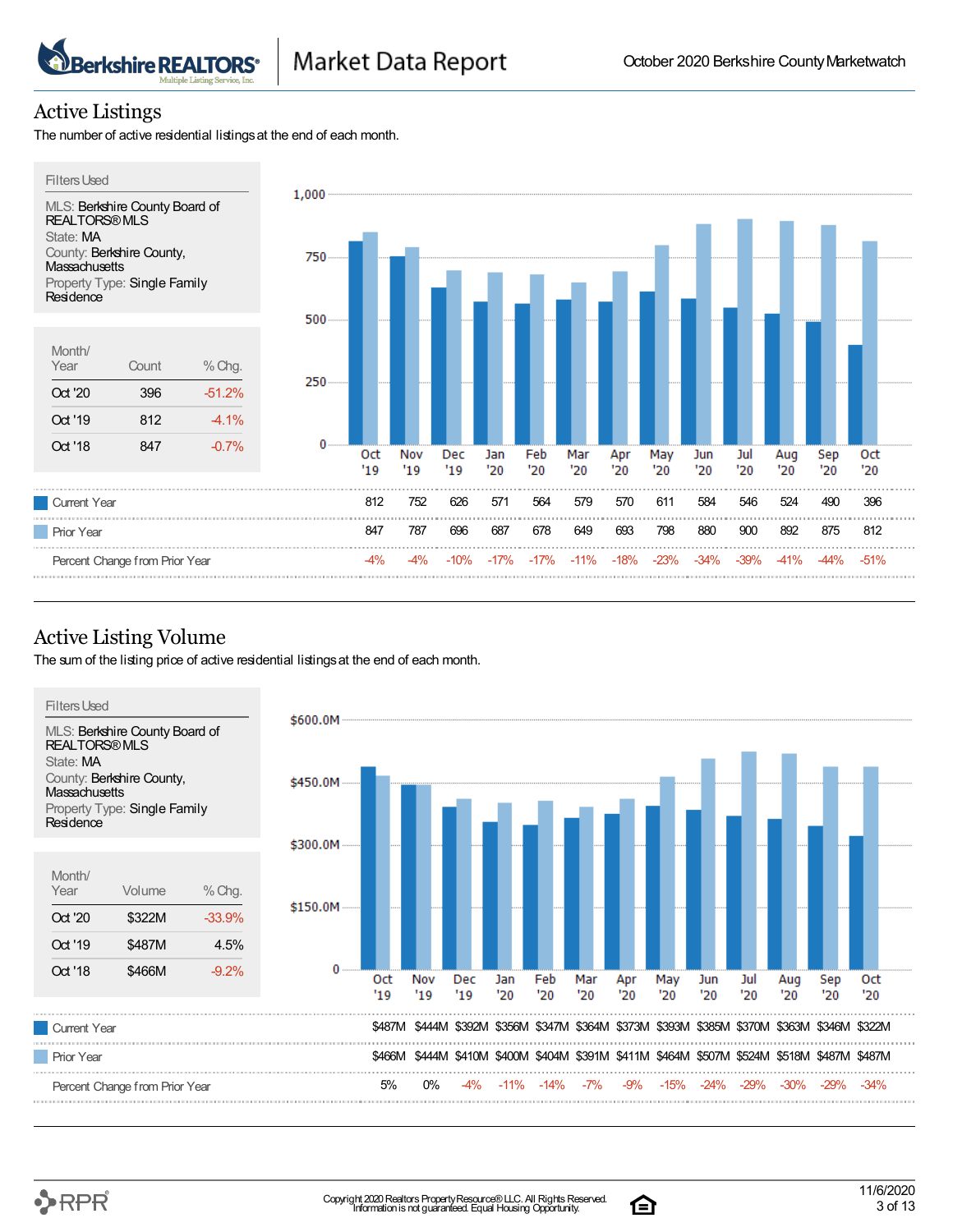# Active Listings

The number of active residential listings at the end of each month.

**Filters Used**

MLS: Berkshire County Board of REALTORS® MLS
State: MA
County: Berkshire County, Massachusetts
Property Type: Single Family Residence

| Month/ Year | Count | % Chg. |
|---|---|---|
| Oct '20 | 396 | -51.2% |
| Oct '19 | 812 | -4.1% |
| Oct '18 | 847 | -0.7% |

| | Oct '19 | Nov '19 | Dec '19 | Jan '20 | Feb '20 | Mar '20 | Apr '20 | May '20 | Jun '20 | Jul '20 | Aug '20 | Sep '20 | Oct '20 |
|---|---|---|---|---|---|---|---|---|---|---|---|---|---|
| Current Year | 812 | 752 | 626 | 571 | 564 | 579 | 570 | 611 | 584 | 546 | 524 | 490 | 396 |
| Prior Year | 847 | 787 | 696 | 687 | 678 | 649 | 693 | 798 | 880 | 900 | 892 | 875 | 812 |
| Percent Change from Prior Year | -4% | -4% | -10% | -17% | -17% | -11% | -18% | -23% | -34% | -39% | -41% | -44% | -51% |

# Active Listing Volume

The sum of the listing price of active residential listings at the end of each month.

**Filters Used**

MLS: Berkshire County Board of REALTORS® MLS
State: MA
County: Berkshire County, Massachusetts
Property Type: Single Family Residence

| Month/ Year | Volume | % Chg. |
|---|---|---|
| Oct '20 | $322M | -33.9% |
| Oct '19 | $487M | 4.5% |
| Oct '18 | $466M | -9.2% |

| | Oct '19 | Nov '19 | Dec '19 | Jan '20 | Feb '20 | Mar '20 | Apr '20 | May '20 | Jun '20 | Jul '20 | Aug '20 | Sep '20 | Oct '20 |
|---|---|---|---|---|---|---|---|---|---|---|---|---|---|
| Current Year | $487M | $444M | $392M | $356M | $347M | $364M | $373M | $393M | $385M | $370M | $363M | $346M | $322M |
| Prior Year | $466M | $444M | $410M | $400M | $404M | $391M | $411M | $464M | $507M | $524M | $518M | $487M | $487M |
| Percent Change from Prior Year | 5% | 0% | -4% | -11% | -14% | -7% | -9% | -15% | -24% | -29% | -30% | -29% | -34% |

Copyright 2020 Realtors Property Resource® LLC. All Rights Reserved. Information is not guaranteed. Equal Housing Opportunity.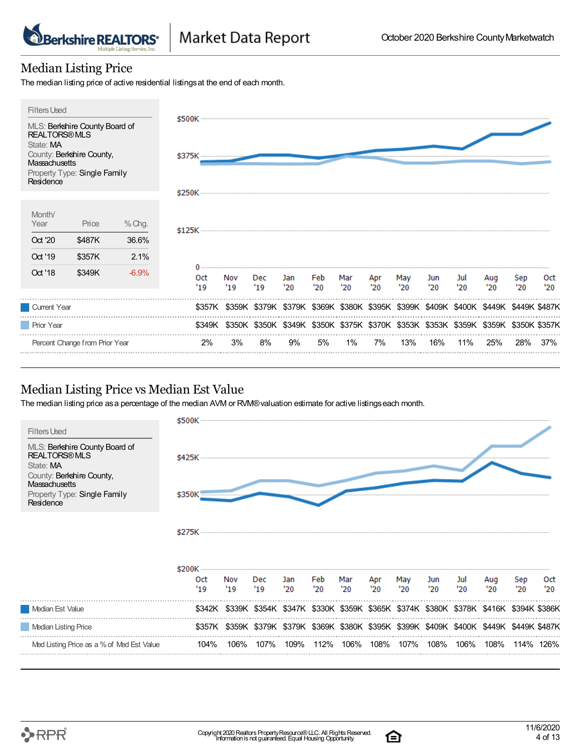## Median Listing Price

The median listing price of active residential listings at the end of each month.

**Filters Used**

MLS: Berkshire County Board of REALTORS® MLS
State: MA
County: Berkshire County, Massachusetts
Property Type: Single Family Residence

| Month/ Year | Price | % Chg. |
|---|---|---|
| Oct '20 | $487K | 36.6% |
| Oct '19 | $357K | 2.1% |
| Oct '18 | $349K | -6.9% |

| | Oct '19 | Nov '19 | Dec '19 | Jan '20 | Feb '20 | Mar '20 | Apr '20 | May '20 | Jun '20 | Jul '20 | Aug '20 | Sep '20 | Oct '20 |
|---|---|---|---|---|---|---|---|---|---|---|---|---|---|
| Current Year | $357K | $359K | $379K | $379K | $369K | $380K | $395K | $399K | $409K | $400K | $449K | $449K | $487K |
| Prior Year | $349K | $350K | $350K | $349K | $350K | $375K | $370K | $353K | $353K | $359K | $359K | $350K | $357K |
| Percent Change from Prior Year | 2% | 3% | 8% | 9% | 5% | 1% | 7% | 13% | 16% | 11% | 25% | 28% | 37% |

## Median Listing Price vs Median Est Value

The median listing price as a percentage of the median AVM or RVM® valuation estimate for active listings each month.

**Filters Used**

MLS: Berkshire County Board of REALTORS® MLS
State: MA
County: Berkshire County, Massachusetts
Property Type: Single Family Residence

| | Oct '19 | Nov '19 | Dec '19 | Jan '20 | Feb '20 | Mar '20 | Apr '20 | May '20 | Jun '20 | Jul '20 | Aug '20 | Sep '20 | Oct '20 |
|---|---|---|---|---|---|---|---|---|---|---|---|---|---|
| Median Est Value | $342K | $339K | $354K | $347K | $330K | $359K | $365K | $374K | $380K | $378K | $416K | $394K | $386K |
| Median Listing Price | $357K | $359K | $379K | $379K | $369K | $380K | $395K | $399K | $409K | $400K | $449K | $449K | $487K |
| Med Listing Price as a % of Med Est Value | 104% | 106% | 107% | 109% | 112% | 106% | 108% | 107% | 108% | 106% | 108% | 114% | 126% |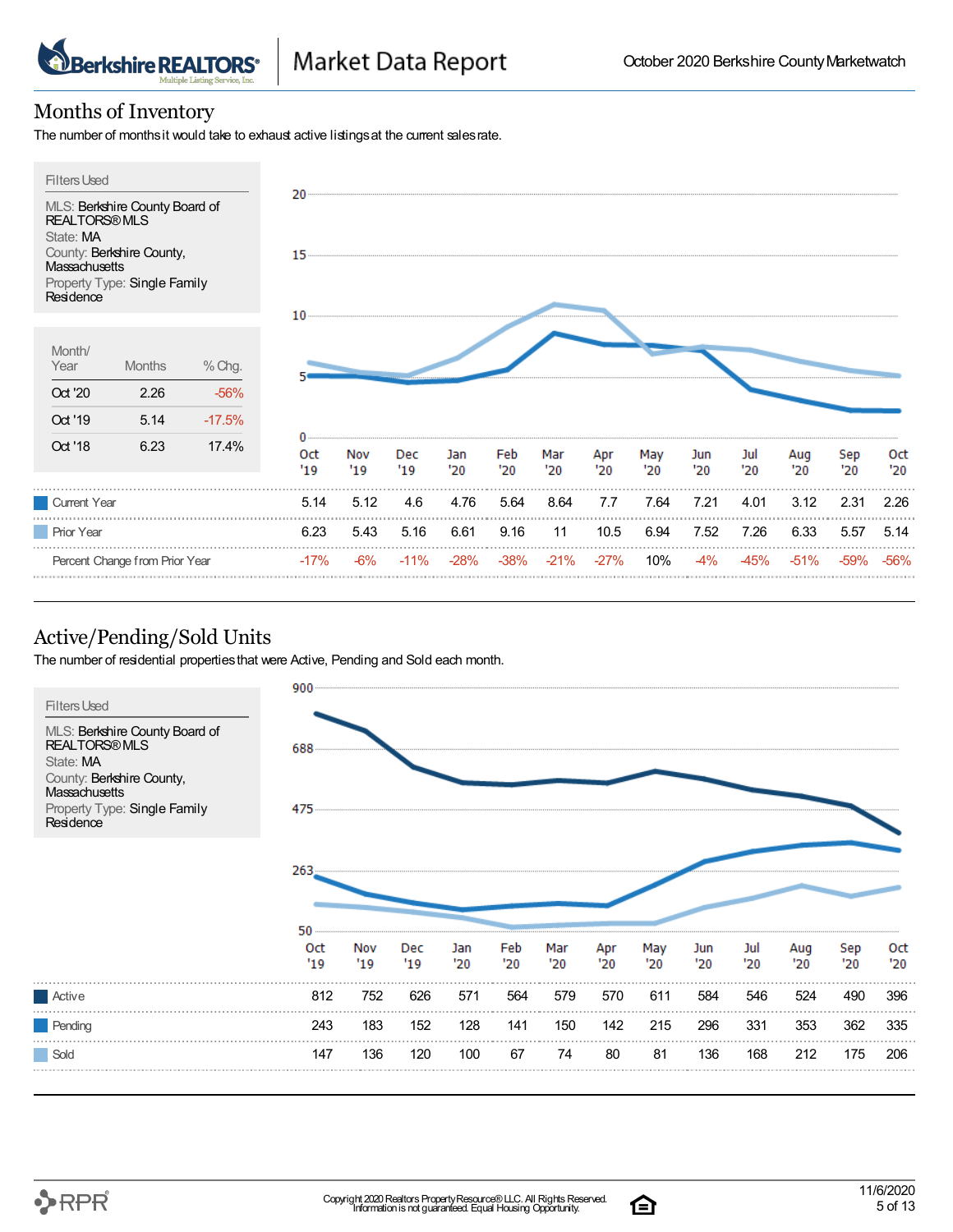## Months of Inventory

The number of months it would take to exhaust active listings at the current sales rate.

**Filters Used**

MLS: Berkshire County Board of REALTORS® MLS
State: MA
County: Berkshire County, Massachusetts
Property Type: Single Family Residence

| Month/Year | Months | % Chg. |
|---|---|---|
| Oct '20 | 2.26 | -56% |
| Oct '19 | 5.14 | -17.5% |
| Oct '18 | 6.23 | 17.4% |

| | Oct '19 | Nov '19 | Dec '19 | Jan '20 | Feb '20 | Mar '20 | Apr '20 | May '20 | Jun '20 | Jul '20 | Aug '20 | Sep '20 | Oct '20 |
|---|---|---|---|---|---|---|---|---|---|---|---|---|---|
| Current Year | 5.14 | 5.12 | 4.6 | 4.76 | 5.64 | 8.64 | 7.7 | 7.64 | 7.21 | 4.01 | 3.12 | 2.31 | 2.26 |
| Prior Year | 6.23 | 5.43 | 5.16 | 6.61 | 9.16 | 11 | 10.5 | 6.94 | 7.52 | 7.26 | 6.33 | 5.57 | 5.14 |
| Percent Change from Prior Year | -17% | -6% | -11% | -28% | -38% | -21% | -27% | 10% | -4% | -45% | -51% | -59% | -56% |

## Active/Pending/Sold Units

The number of residential properties that were Active, Pending and Sold each month.

**Filters Used**

MLS: Berkshire County Board of REALTORS® MLS
State: MA
County: Berkshire County, Massachusetts
Property Type: Single Family Residence

| | Oct '19 | Nov '19 | Dec '19 | Jan '20 | Feb '20 | Mar '20 | Apr '20 | May '20 | Jun '20 | Jul '20 | Aug '20 | Sep '20 | Oct '20 |
|---|---|---|---|---|---|---|---|---|---|---|---|---|---|
| Active | 812 | 752 | 626 | 571 | 564 | 579 | 570 | 611 | 584 | 546 | 524 | 490 | 396 |
| Pending | 243 | 183 | 152 | 128 | 141 | 150 | 142 | 215 | 296 | 331 | 353 | 362 | 335 |
| Sold | 147 | 136 | 120 | 100 | 67 | 74 | 80 | 81 | 136 | 168 | 212 | 175 | 206 |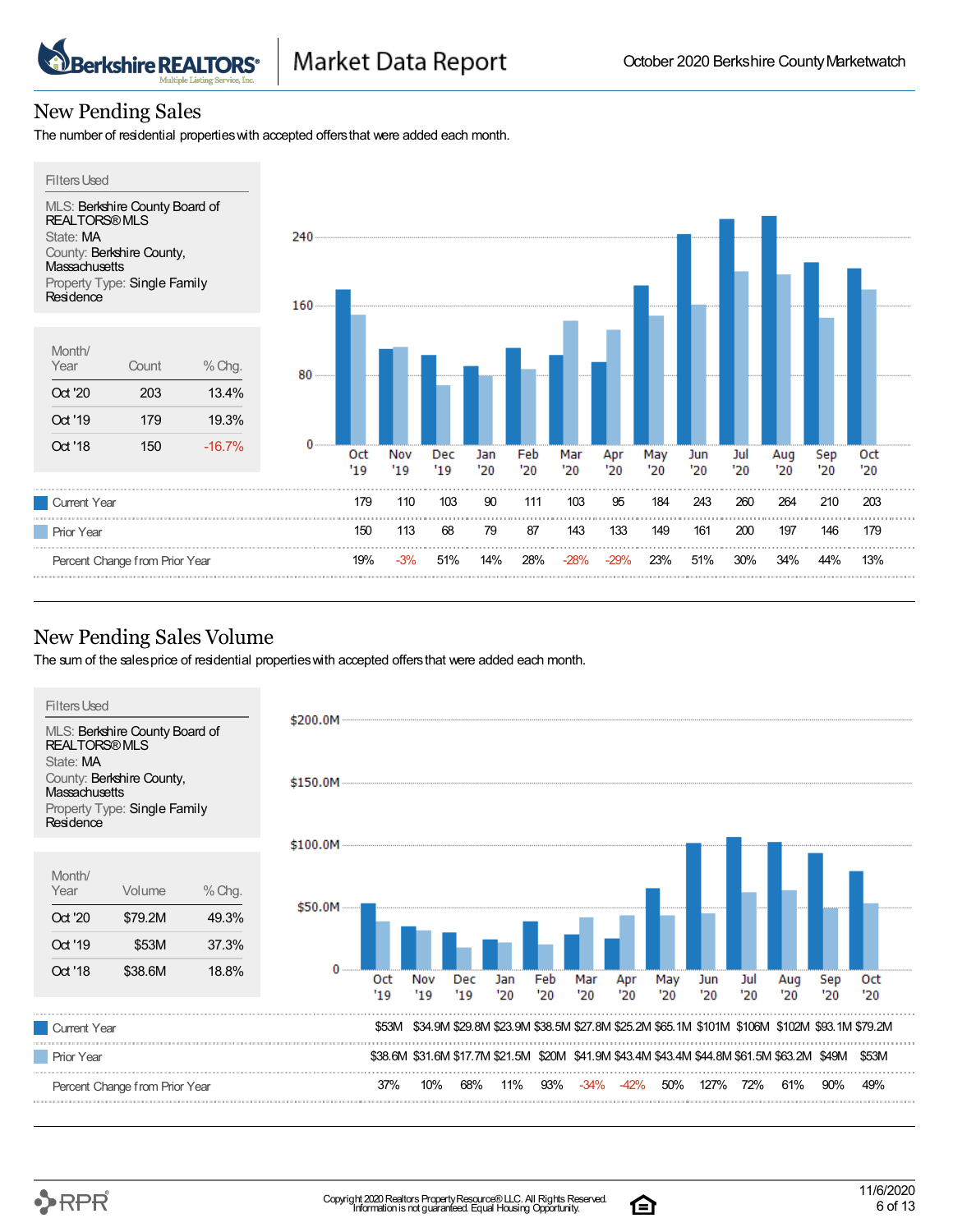## New Pending Sales

The number of residential properties with accepted offers that were added each month.

**Filters Used**

MLS: Berkshire County Board of REALTORS® MLS
State: MA
County: Berkshire County, Massachusetts
Property Type: Single Family Residence

| Month/Year | Count | % Chg. |
|---|---|---|
| Oct '20 | 203 | 13.4% |
| Oct '19 | 179 | 19.3% |
| Oct '18 | 150 | -16.7% |

| | Oct '19 | Nov '19 | Dec '19 | Jan '20 | Feb '20 | Mar '20 | Apr '20 | May '20 | Jun '20 | Jul '20 | Aug '20 | Sep '20 | Oct '20 |
|---|---|---|---|---|---|---|---|---|---|---|---|---|---|
| Current Year | 179 | 110 | 103 | 90 | 111 | 103 | 95 | 184 | 243 | 260 | 264 | 210 | 203 |
| Prior Year | 150 | 113 | 68 | 79 | 87 | 143 | 133 | 149 | 161 | 200 | 197 | 146 | 179 |
| Percent Change from Prior Year | 19% | -3% | 51% | 14% | 28% | -28% | -29% | 23% | 51% | 30% | 34% | 44% | 13% |

## New Pending Sales Volume

The sum of the sales price of residential properties with accepted offers that were added each month.

**Filters Used**

MLS: Berkshire County Board of REALTORS® MLS
State: MA
County: Berkshire County, Massachusetts
Property Type: Single Family Residence

| Month/Year | Volume | % Chg. |
|---|---|---|
| Oct '20 | $79.2M | 49.3% |
| Oct '19 | $53M | 37.3% |
| Oct '18 | $38.6M | 18.8% |

| | Oct '19 | Nov '19 | Dec '19 | Jan '20 | Feb '20 | Mar '20 | Apr '20 | May '20 | Jun '20 | Jul '20 | Aug '20 | Sep '20 | Oct '20 |
|---|---|---|---|---|---|---|---|---|---|---|---|---|---|
| Current Year | $53M | $34.9M | $29.8M | $23.9M | $38.5M | $27.8M | $25.2M | $65.1M | $101M | $106M | $102M | $93.1M | $79.2M |
| Prior Year | $38.6M | $31.6M | $17.7M | $21.5M | $20M | $41.9M | $43.4M | $43.4M | $44.8M | $61.5M | $63.2M | $49M | $53M |
| Percent Change from Prior Year | 37% | 10% | 68% | 11% | 93% | -34% | -42% | 50% | 127% | 72% | 61% | 90% | 49% |

Copyright 2020 Realtors Property Resource® LLC. All Rights Reserved.
Information is not guaranteed. Equal Housing Opportunity.

11/6/2020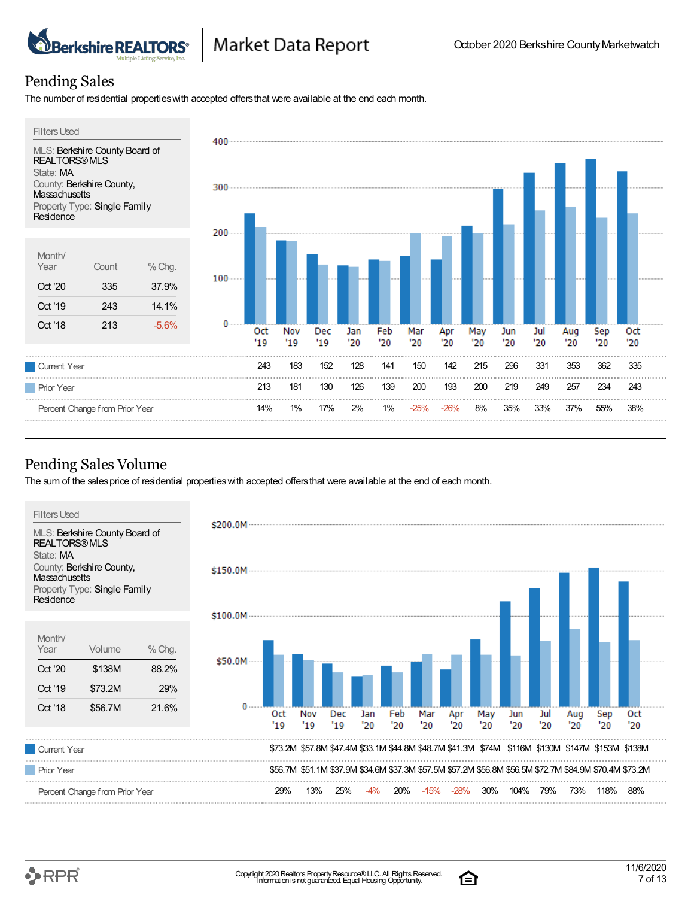# Market Data Report

October 2020 Berkshire County Marketwatch

## Pending Sales

The number of residential properties with accepted offers that were available at the end each month.

**Filters Used**

MLS: Berkshire County Board of REALTORS® MLS
State: MA
County: Berkshire County, Massachusetts
Property Type: Single Family Residence

| Month/ Year | Count | % Chg. |
|---|---|---|
| Oct '20 | 335 | 37.9% |
| Oct '19 | 243 | 14.1% |
| Oct '18 | 213 | -5.6% |

| | Oct '19 | Nov '19 | Dec '19 | Jan '20 | Feb '20 | Mar '20 | Apr '20 | May '20 | Jun '20 | Jul '20 | Aug '20 | Sep '20 | Oct '20 |
|---|---|---|---|---|---|---|---|---|---|---|---|---|---|
| Current Year | 243 | 183 | 152 | 128 | 141 | 150 | 142 | 215 | 296 | 331 | 353 | 362 | 335 |
| Prior Year | 213 | 181 | 130 | 126 | 139 | 200 | 193 | 200 | 219 | 249 | 257 | 234 | 243 |
| Percent Change from Prior Year | 14% | 1% | 17% | 2% | 1% | -25% | -26% | 8% | 35% | 33% | 37% | 55% | 38% |

## Pending Sales Volume

The sum of the sales price of residential properties with accepted offers that were available at the end of each month.

**Filters Used**

MLS: Berkshire County Board of REALTORS® MLS
State: MA
County: Berkshire County, Massachusetts
Property Type: Single Family Residence

| Month/ Year | Volume | % Chg. |
|---|---|---|
| Oct '20 | $138M | 88.2% |
| Oct '19 | $73.2M | 29% |
| Oct '18 | $56.7M | 21.6% |

| | Oct '19 | Nov '19 | Dec '19 | Jan '20 | Feb '20 | Mar '20 | Apr '20 | May '20 | Jun '20 | Jul '20 | Aug '20 | Sep '20 | Oct '20 |
|---|---|---|---|---|---|---|---|---|---|---|---|---|---|
| Current Year | $73.2M | $57.8M | $47.4M | $33.1M | $44.8M | $48.7M | $41.3M | $74M | $116M | $130M | $147M | $153M | $138M |
| Prior Year | $56.7M | $51.1M | $37.9M | $34.6M | $37.3M | $57.5M | $57.2M | $56.8M | $56.5M | $72.7M | $84.9M | $70.4M | $73.2M |
| Percent Change from Prior Year | 29% | 13% | 25% | -4% | 20% | -15% | -28% | 30% | 104% | 79% | 73% | 118% | 88% |

Copyright 2020 Realtors Property Resource® LLC. All Rights Reserved. Information is not guaranteed. Equal Housing Opportunity.

11/6/2020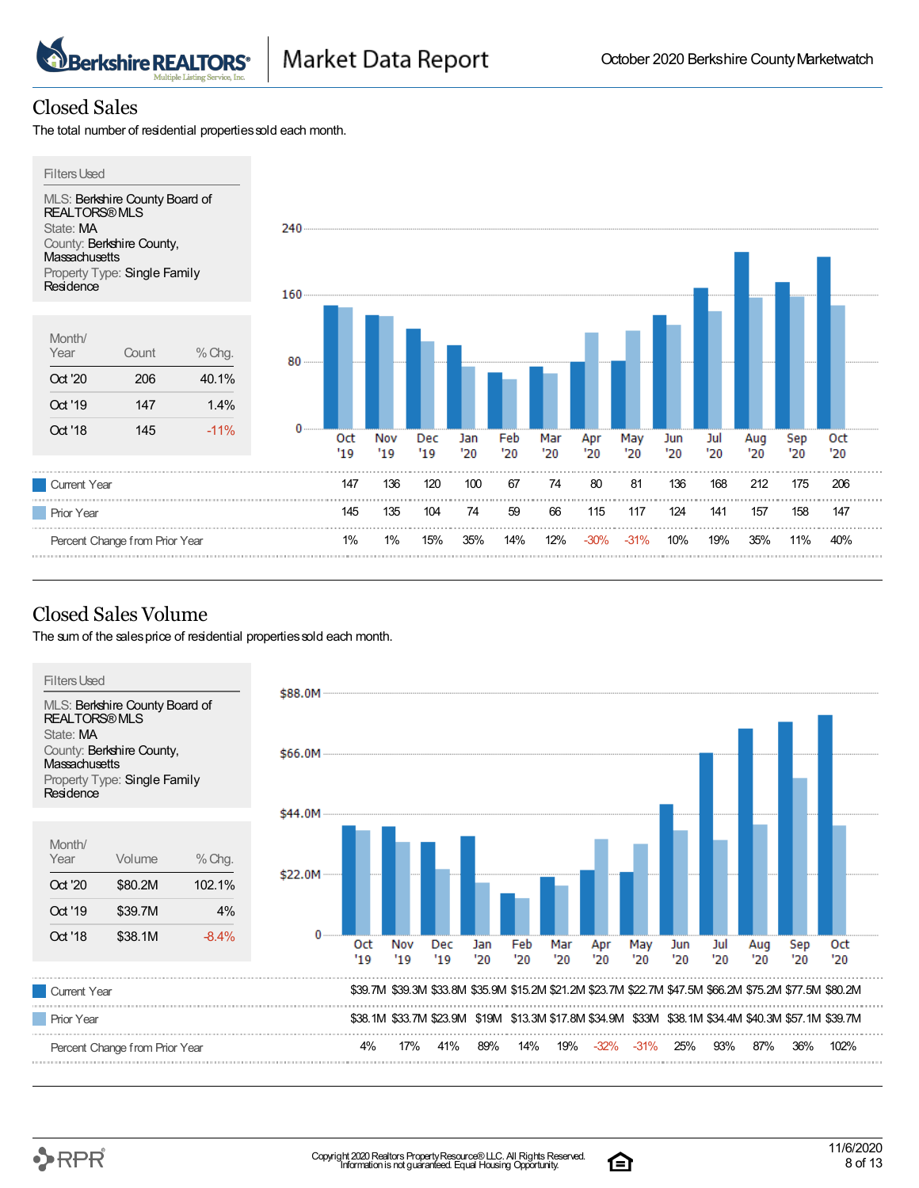## Closed Sales

The total number of residential properties sold each month.

**Filters Used**

MLS: Berkshire County Board of REALTORS® MLS
State: MA
County: Berkshire County, Massachusetts
Property Type: Single Family Residence

| Month/ Year | Count | % Chg. |
|---|---|---|
| Oct '20 | 206 | 40.1% |
| Oct '19 | 147 | 1.4% |
| Oct '18 | 145 | -11% |

| | Oct '19 | Nov '19 | Dec '19 | Jan '20 | Feb '20 | Mar '20 | Apr '20 | May '20 | Jun '20 | Jul '20 | Aug '20 | Sep '20 | Oct '20 |
|---|---|---|---|---|---|---|---|---|---|---|---|---|---|
| Current Year | 147 | 136 | 120 | 100 | 67 | 74 | 80 | 81 | 136 | 168 | 212 | 175 | 206 |
| Prior Year | 145 | 135 | 104 | 74 | 59 | 66 | 115 | 117 | 124 | 141 | 157 | 158 | 147 |
| Percent Change from Prior Year | 1% | 1% | 15% | 35% | 14% | 12% | -30% | -31% | 10% | 19% | 35% | 11% | 40% |

## Closed Sales Volume

The sum of the sales price of residential properties sold each month.

**Filters Used**

MLS: Berkshire County Board of REALTORS® MLS
State: MA
County: Berkshire County, Massachusetts
Property Type: Single Family Residence

| Month/ Year | Volume | % Chg. |
|---|---|---|
| Oct '20 | $80.2M | 102.1% |
| Oct '19 | $39.7M | 4% |
| Oct '18 | $38.1M | -8.4% |

| | Oct '19 | Nov '19 | Dec '19 | Jan '20 | Feb '20 | Mar '20 | Apr '20 | May '20 | Jun '20 | Jul '20 | Aug '20 | Sep '20 | Oct '20 |
|---|---|---|---|---|---|---|---|---|---|---|---|---|---|
| Current Year | $39.7M | $39.3M | $33.8M | $35.9M | $15.2M | $21.2M | $23.7M | $22.7M | $47.5M | $66.2M | $75.2M | $77.5M | $80.2M |
| Prior Year | $38.1M | $33.7M | $23.9M | $19M | $13.3M | $17.8M | $34.9M | $33M | $38.1M | $34.4M | $40.3M | $57.1M | $39.7M |
| Percent Change from Prior Year | 4% | 17% | 41% | 89% | 14% | 19% | -32% | -31% | 25% | 93% | 87% | 36% | 102% |

Copyright 2020 Realtors Property Resource® LLC. All Rights Reserved. Information is not guaranteed. Equal Housing Opportunity.

11/6/2020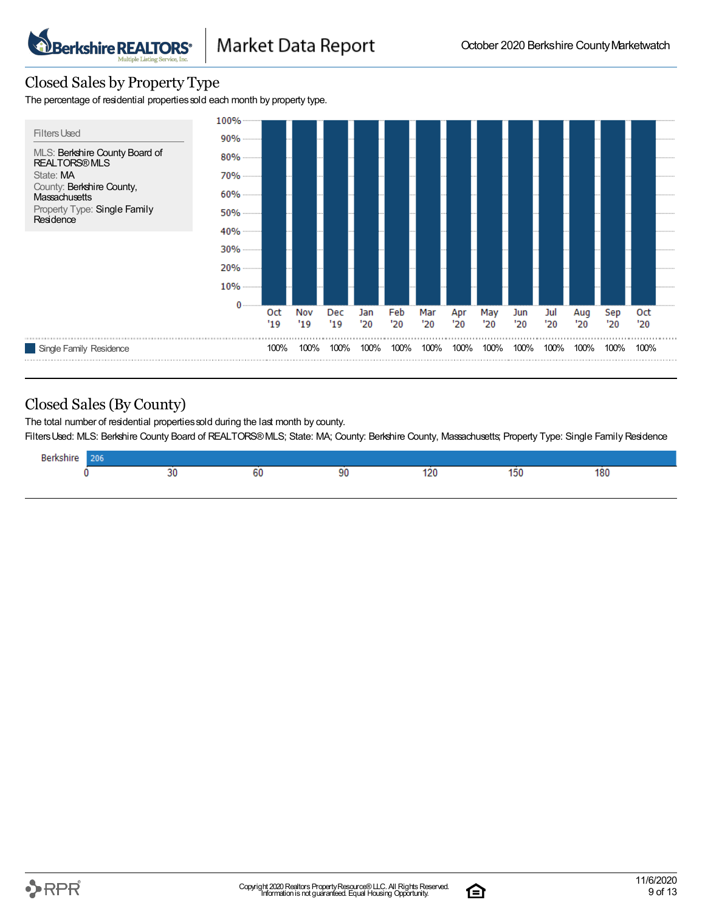## Closed Sales by Property Type

The percentage of residential properties sold each month by property type.

**Filters Used**

MLS: Berkshire County Board of REALTORS® MLS
State: MA
County: Berkshire County, Massachusetts
Property Type: Single Family Residence

| | Oct '19 | Nov '19 | Dec '19 | Jan '20 | Feb '20 | Mar '20 | Apr '20 | May '20 | Jun '20 | Jul '20 | Aug '20 | Sep '20 | Oct '20 |
|---|---|---|---|---|---|---|---|---|---|---|---|---|---|
| Single Family Residence | 100% | 100% | 100% | 100% | 100% | 100% | 100% | 100% | 100% | 100% | 100% | 100% | 100% |

## Closed Sales (By County)

The total number of residential properties sold during the last month by county.

Filters Used: MLS: Berkshire County Board of REALTORS® MLS; State: MA; County: Berkshire County, Massachusetts; Property Type: Single Family Residence

| County | Closed Sales |
|---|---|
| Berkshire | 206 |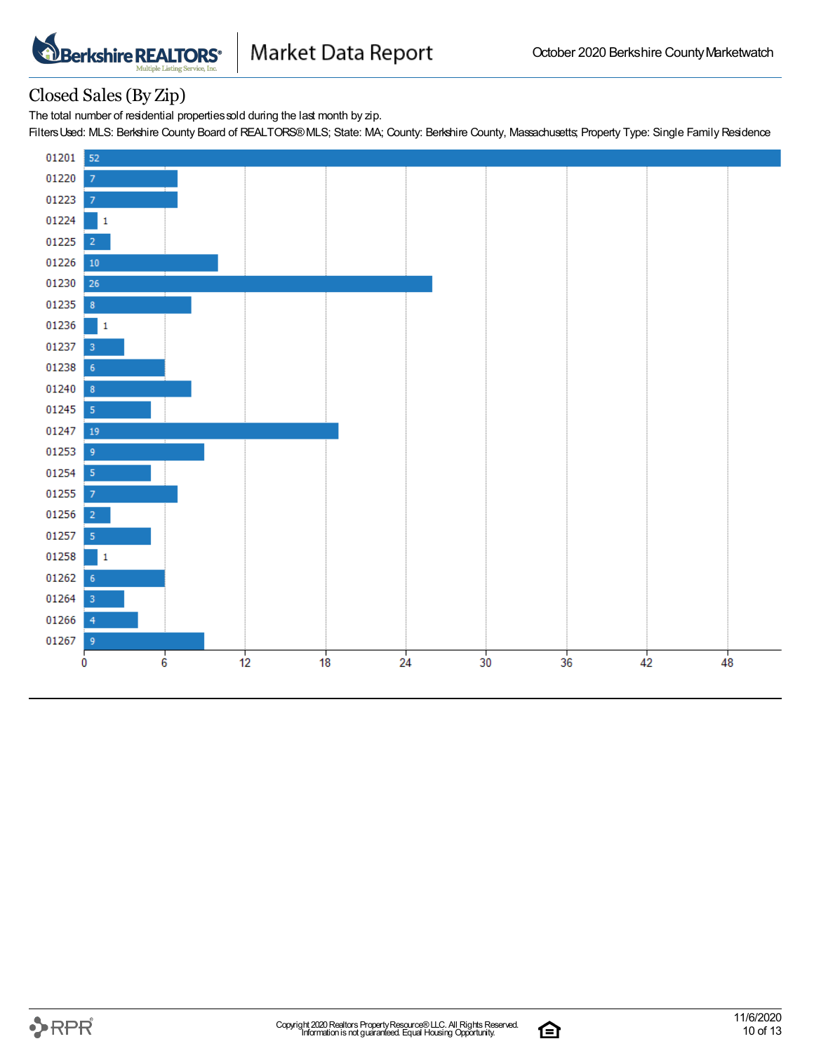## Closed Sales (By Zip)

The total number of residential properties sold during the last month by zip.

Filters Used: MLS: Berkshire County Board of REALTORS® MLS; State: MA; County: Berkshire County, Massachusetts; Property Type: Single Family Residence

| Zip | Closed Sales |
|---|---|
| 01201 | 52 |
| 01220 | 7 |
| 01223 | 7 |
| 01224 | 1 |
| 01225 | 2 |
| 01226 | 10 |
| 01230 | 26 |
| 01235 | 8 |
| 01236 | 1 |
| 01237 | 3 |
| 01238 | 6 |
| 01240 | 8 |
| 01245 | 5 |
| 01247 | 19 |
| 01253 | 9 |
| 01254 | 5 |
| 01255 | 7 |
| 01256 | 2 |
| 01257 | 5 |
| 01258 | 1 |
| 01262 | 6 |
| 01264 | 3 |
| 01266 | 4 |
| 01267 | 9 |

Copyright 2020 Realtors Property Resource® LLC. All Rights Reserved. Information is not guaranteed. Equal Housing Opportunity.

11/6/2020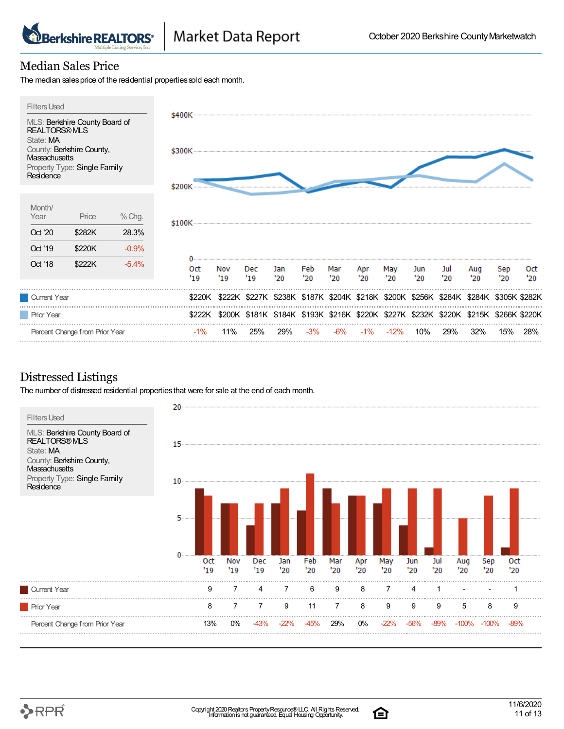Market Data Report — October 2020 Berkshire County Marketwatch

## Median Sales Price

The median sales price of the residential properties sold each month.

**Filters Used**

MLS: Berkshire County Board of REALTORS® MLS
State: MA
County: Berkshire County, Massachusetts
Property Type: Single Family Residence

| Month/ Year | Price | % Chg. |
|---|---|---|
| Oct '20 | $282K | 28.3% |
| Oct '19 | $220K | -0.9% |
| Oct '18 | $222K | -5.4% |

| | Oct '19 | Nov '19 | Dec '19 | Jan '20 | Feb '20 | Mar '20 | Apr '20 | May '20 | Jun '20 | Jul '20 | Aug '20 | Sep '20 | Oct '20 |
|---|---|---|---|---|---|---|---|---|---|---|---|---|---|
| Current Year | $220K | $222K | $227K | $238K | $187K | $204K | $218K | $200K | $256K | $284K | $284K | $305K | $282K |
| Prior Year | $222K | $200K | $181K | $184K | $193K | $216K | $220K | $227K | $232K | $220K | $215K | $266K | $220K |
| Percent Change from Prior Year | -1% | 11% | 25% | 29% | -3% | -6% | -1% | -12% | 10% | 29% | 32% | 15% | 28% |

## Distressed Listings

The number of distressed residential properties that were for sale at the end of each month.

**Filters Used**

MLS: Berkshire County Board of REALTORS® MLS
State: MA
County: Berkshire County, Massachusetts
Property Type: Single Family Residence

| | Oct '19 | Nov '19 | Dec '19 | Jan '20 | Feb '20 | Mar '20 | Apr '20 | May '20 | Jun '20 | Jul '20 | Aug '20 | Sep '20 | Oct '20 |
|---|---|---|---|---|---|---|---|---|---|---|---|---|---|
| Current Year | 9 | 7 | 4 | 7 | 6 | 9 | 8 | 7 | 4 | 1 | - | - | 1 |
| Prior Year | 8 | 7 | 7 | 9 | 11 | 7 | 8 | 9 | 9 | 9 | 5 | 8 | 9 |
| Percent Change from Prior Year | 13% | 0% | -43% | -22% | -45% | 29% | 0% | -22% | -56% | -89% | -100% | -100% | -89% |

Copyright 2020 Realtors Property Resource® LLC. All Rights Reserved. Information is not guaranteed. Equal Housing Opportunity.

11/6/2020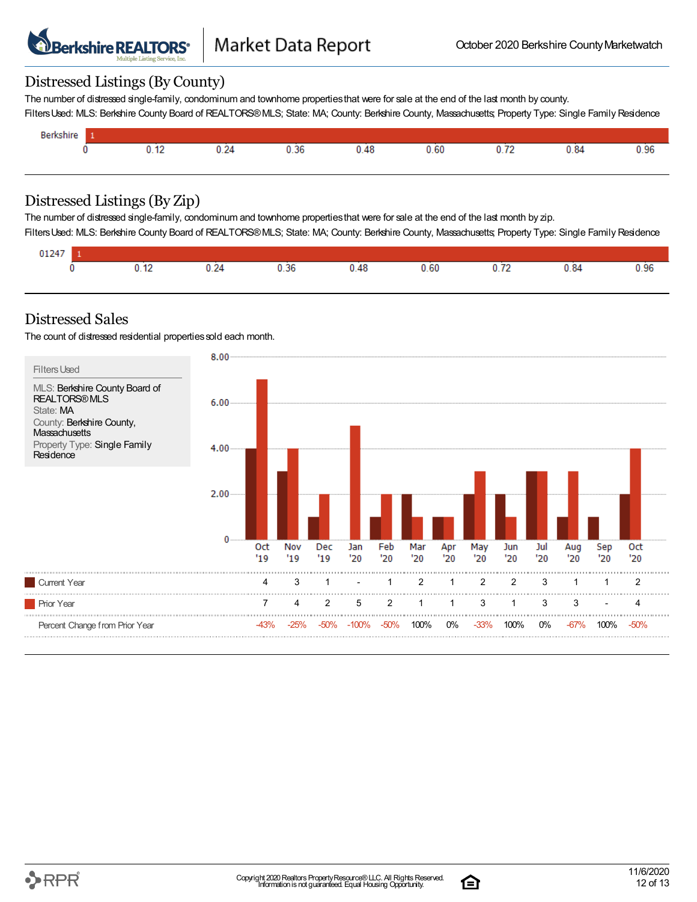## Distressed Listings (By County)

The number of distressed single-family, condominum and townhome properties that were for sale at the end of the last month by county.

Filters Used: MLS: Berkshire County Board of REALTORS® MLS; State: MA; County: Berkshire County, Massachusetts; Property Type: Single Family Residence

| County | Count |
|---|---|
| Berkshire | 1 |

## Distressed Listings (By Zip)

The number of distressed single-family, condominum and townhome properties that were for sale at the end of the last month by zip.

Filters Used: MLS: Berkshire County Board of REALTORS® MLS; State: MA; County: Berkshire County, Massachusetts; Property Type: Single Family Residence

| Zip | Count |
|---|---|
| 01247 | 1 |

## Distressed Sales

The count of distressed residential properties sold each month.

**Filters Used**

MLS: Berkshire County Board of REALTORS® MLS
State: MA
County: Berkshire County, Massachusetts
Property Type: Single Family Residence

| | Oct '19 | Nov '19 | Dec '19 | Jan '20 | Feb '20 | Mar '20 | Apr '20 | May '20 | Jun '20 | Jul '20 | Aug '20 | Sep '20 | Oct '20 |
|---|---|---|---|---|---|---|---|---|---|---|---|---|---|
| Current Year | 4 | 3 | 1 | - | 1 | 2 | 1 | 2 | 2 | 3 | 1 | 1 | 2 |
| Prior Year | 7 | 4 | 2 | 5 | 2 | 1 | 1 | 3 | 1 | 3 | 3 | - | 4 |
| Percent Change from Prior Year | -43% | -25% | -50% | -100% | -50% | 100% | 0% | -33% | 100% | 0% | -67% | 100% | -50% |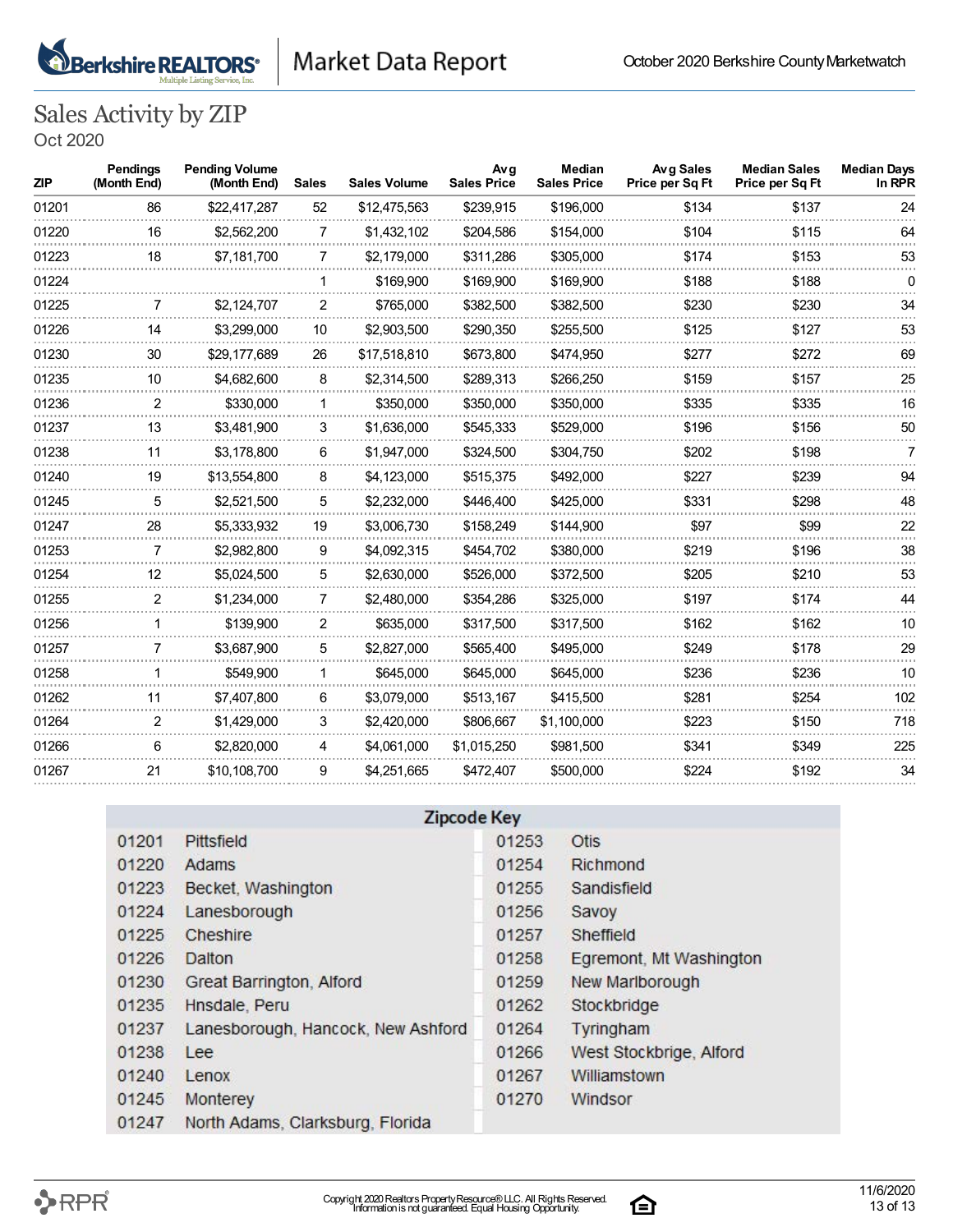# Market Data Report

October 2020 Berkshire County Marketwatch

## Sales Activity by ZIP

Oct 2020

| ZIP | Pendings (Month End) | Pending Volume (Month End) | Sales | Sales Volume | Avg Sales Price | Median Sales Price | Avg Sales Price per Sq Ft | Median Sales Price per Sq Ft | Median Days In RPR |
|---|---|---|---|---|---|---|---|---|---|
| 01201 | 86 | $22,417,287 | 52 | $12,475,563 | $239,915 | $196,000 | $134 | $137 | 24 |
| 01220 | 16 | $2,562,200 | 7 | $1,432,102 | $204,586 | $154,000 | $104 | $115 | 64 |
| 01223 | 18 | $7,181,700 | 7 | $2,179,000 | $311,286 | $305,000 | $174 | $153 | 53 |
| 01224 | | | 1 | $169,900 | $169,900 | $169,900 | $188 | $188 | 0 |
| 01225 | 7 | $2,124,707 | 2 | $765,000 | $382,500 | $382,500 | $230 | $230 | 34 |
| 01226 | 14 | $3,299,000 | 10 | $2,903,500 | $290,350 | $255,500 | $125 | $127 | 53 |
| 01230 | 30 | $29,177,689 | 26 | $17,518,810 | $673,800 | $474,950 | $277 | $272 | 69 |
| 01235 | 10 | $4,682,600 | 8 | $2,314,500 | $289,313 | $266,250 | $159 | $157 | 25 |
| 01236 | 2 | $330,000 | 1 | $350,000 | $350,000 | $350,000 | $335 | $335 | 16 |
| 01237 | 13 | $3,481,900 | 3 | $1,636,000 | $545,333 | $529,000 | $196 | $156 | 50 |
| 01238 | 11 | $3,178,800 | 6 | $1,947,000 | $324,500 | $304,750 | $202 | $198 | 7 |
| 01240 | 19 | $13,554,800 | 8 | $4,123,000 | $515,375 | $492,000 | $227 | $239 | 94 |
| 01245 | 5 | $2,521,500 | 5 | $2,232,000 | $446,400 | $425,000 | $331 | $298 | 48 |
| 01247 | 28 | $5,333,932 | 19 | $3,006,730 | $158,249 | $144,900 | $97 | $99 | 22 |
| 01253 | 7 | $2,982,800 | 9 | $4,092,315 | $454,702 | $380,000 | $219 | $196 | 38 |
| 01254 | 12 | $5,024,500 | 5 | $2,630,000 | $526,000 | $372,500 | $205 | $210 | 53 |
| 01255 | 2 | $1,234,000 | 7 | $2,480,000 | $354,286 | $325,000 | $197 | $174 | 44 |
| 01256 | 1 | $139,900 | 2 | $635,000 | $317,500 | $317,500 | $162 | $162 | 10 |
| 01257 | 7 | $3,687,900 | 5 | $2,827,000 | $565,400 | $495,000 | $249 | $178 | 29 |
| 01258 | 1 | $549,900 | 1 | $645,000 | $645,000 | $645,000 | $236 | $236 | 10 |
| 01262 | 11 | $7,407,800 | 6 | $3,079,000 | $513,167 | $415,500 | $281 | $254 | 102 |
| 01264 | 2 | $1,429,000 | 3 | $2,420,000 | $806,667 | $1,100,000 | $223 | $150 | 718 |
| 01266 | 6 | $2,820,000 | 4 | $4,061,000 | $1,015,250 | $981,500 | $341 | $349 | 225 |
| 01267 | 21 | $10,108,700 | 9 | $4,251,665 | $472,407 | $500,000 | $224 | $192 | 34 |

### Zipcode Key

| | | | |
|---|---|---|---|
| 01201 | Pittsfield | 01253 | Otis |
| 01220 | Adams | 01254 | Richmond |
| 01223 | Becket, Washington | 01255 | Sandisfield |
| 01224 | Lanesborough | 01256 | Savoy |
| 01225 | Cheshire | 01257 | Sheffield |
| 01226 | Dalton | 01258 | Egremont, Mt Washington |
| 01230 | Great Barrington, Alford | 01259 | New Marlborough |
| 01235 | Hnsdale, Peru | 01262 | Stockbridge |
| 01237 | Lanesborough, Hancock, New Ashford | 01264 | Tyringham |
| 01238 | Lee | 01266 | West Stockbrige, Alford |
| 01240 | Lenox | 01267 | Williamstown |
| 01245 | Monterey | 01270 | Windsor |
| 01247 | North Adams, Clarksburg, Florida | | |

Copyright 2020 Realtors Property Resource® LLC. All Rights Reserved. Information is not guaranteed. Equal Housing Opportunity.

11/6/2020